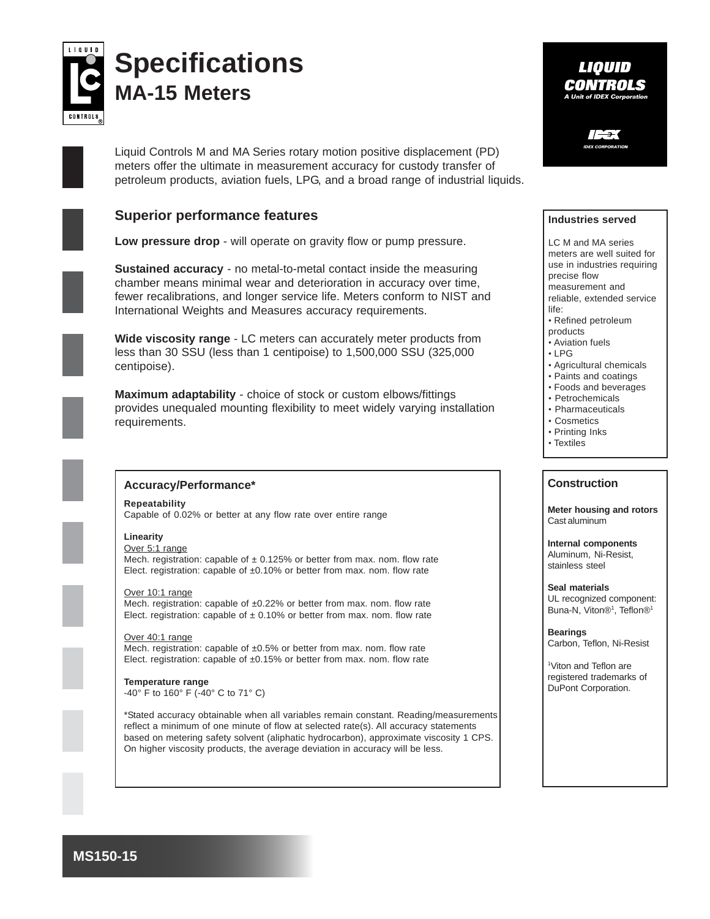# Specifications

## MA-15 Meters

Liquid Controls M and MA Series rotary motion positive displacement (PD) meters offer the ultimate in measurement accuracy for custody transfer of petroleum products, aviation fuels, LPG, and a broad range of industrial liquids.

## Superior performance features

**Low pressure drop** - will operate on gravity flow or pump pressure.

**Sustained accuracy** - no metal-to-metal contact inside the measuring chamber means minimal wear and deterioration in accuracy over time, fewer recalibrations, and longer service life. Meters conform to NIST and International Weights and Measures accuracy requirements.

**Wide viscosity range** - LC meters can accurately meter products from less than 30 SSU (less than 1 centipoise) to 1,500,000 SSU (325,000 centipoise).

**Maximum adaptability** - choice of stock or custom elbows/fittings provides unequaled mounting flexibility to meet widely varying installation requirements.

### Industries served

LC M and MA series meters are well suited for use in industries requiring precise flow measurement and reliable, extended service life:

- Refined petroleum products
- Aviation fuels
- LPG
- Agricultural chemicals
- Paints and coatings
- Foods and beverages
- Petrochemicals
- Pharmaceuticals
- Cosmetics
- Printing Inks
- Textiles

### Accuracy/Performance*

**Repeatability**
Capable of 0.02% or better at any flow rate over entire range

**Linearity**

Over 5:1 range
Mech. registration: capable of ± 0.125% or better from max. nom. flow rate
Elect. registration: capable of ±0.10% or better from max. nom. flow rate

Over 10:1 range
Mech. registration: capable of ±0.22% or better from max. nom. flow rate
Elect. registration: capable of ± 0.10% or better from max. nom. flow rate

Over 40:1 range
Mech. registration: capable of ±0.5% or better from max. nom. flow rate
Elect. registration: capable of ±0.15% or better from max. nom. flow rate

**Temperature range**
-40° F to 160° F (-40° C to 71° C)

*Stated accuracy obtainable when all variables remain constant. Reading/measurements reflect a minimum of one minute of flow at selected rate(s). All accuracy statements based on metering safety solvent (aliphatic hydrocarbon), approximate viscosity 1 CPS. On higher viscosity products, the average deviation in accuracy will be less.

### Construction

**Meter housing and rotors**
Cast aluminum

**Internal components**
Aluminum, Ni-Resist, stainless steel

**Seal materials**
UL recognized component: Buna-N, Viton®[1], Teflon®[1]

**Bearings**
Carbon, Teflon, Ni-Resist

[1]Viton and Teflon are registered trademarks of DuPont Corporation.

MS150-15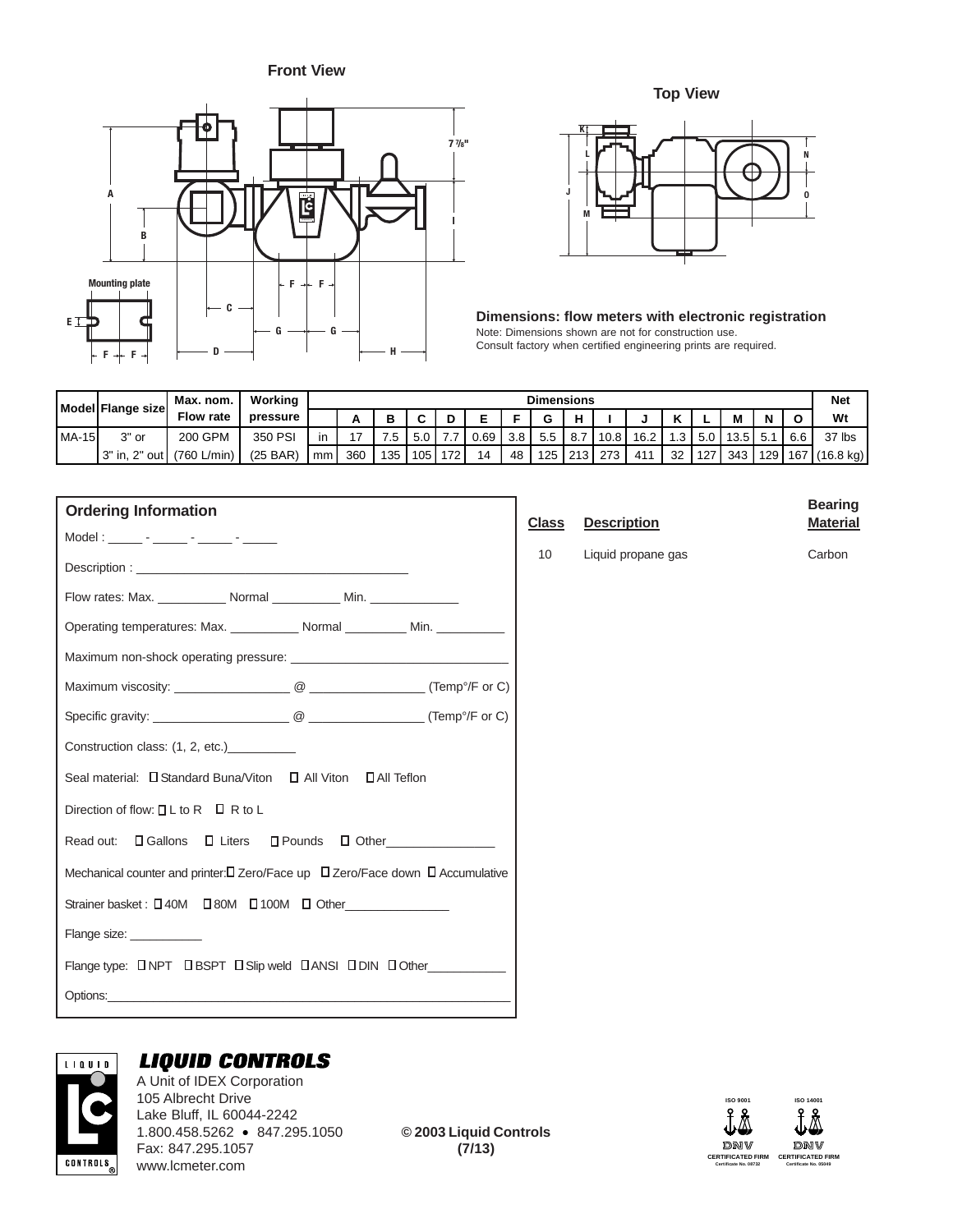Front View

Top View

7 ⅞"

A

B

I

Mounting plate

E

F F

C

F F

D

G G

H

K

L

N

J

O

M

**Dimensions: flow meters with electronic registration**
Note: Dimensions shown are not for construction use.
Consult factory when certified engineering prints are required.

| Model | Flange size | Max. nom. Flow rate | Working pressure | Dimensions | | | | | | | | | | | | | | | | Net Wt |
|---|---|---|---|---|---|---|---|---|---|---|---|---|---|---|---|---|---|---|---|---|
| | | | | | A | B | C | D | E | F | G | H | I | J | K | L | M | N | O | |
| MA-15 | 3" or | 200 GPM | 350 PSI | in | 17 | 7.5 | 5.0 | 7.7 | 0.69 | 3.8 | 5.5 | 8.7 | 10.8 | 16.2 | 1.3 | 5.0 | 13.5 | 5.1 | 6.6 | 37 lbs |
| | 3" in, 2" out | (760 L/min) | (25 BAR) | mm | 360 | 135 | 105 | 172 | 14 | 48 | 125 | 213 | 273 | 411 | 32 | 127 | 343 | 129 | 167 | (16.8 kg) |

## Ordering Information

Model : _____ - _____ - _____ - _____

Description : ______________________________________

Flow rates: Max. __________ Normal __________ Min. _____________

Operating temperatures: Max. __________ Normal _________ Min. __________

Maximum non-shock operating pressure: _______________________________

Maximum viscosity: ________________ @ ________________ (Temp°/F or C)

Specific gravity: ___________________ @ ________________ (Temp°/F or C)

Construction class: (1, 2, etc.)__________

Seal material: ☐ Standard Buna/Viton ☐ All Viton ☐ All Teflon

Direction of flow: ☐ L to R ☐ R to L

Read out: ☐ Gallons ☐ Liters ☐ Pounds ☐ Other________________

Mechanical counter and printer: ☐ Zero/Face up ☐ Zero/Face down ☐ Accumulative

Strainer basket : ☐ 40M ☐ 80M ☐ 100M ☐ Other_______________

Flange size: ___________

Flange type: ☐ NPT ☐ BSPT ☐ Slip weld ☐ ANSI ☐ DIN ☐ Other___________

Options:____________________________________________________________

| Class | Description | Bearing Material |
|---|---|---|
| 10 | Liquid propane gas | Carbon |

**LIQUID CONTROLS**
A Unit of IDEX Corporation
105 Albrecht Drive
Lake Bluff, IL 60044-2242
1.800.458.5262 • 847.295.1050
Fax: 847.295.1057
www.lcmeter.com

**© 2003 Liquid Controls**
**(7/13)**

ISO 9001 DNV CERTIFICATED FIRM Certificate No. 08732
ISO 14001 DNV CERTIFICATED FIRM Certificate No. 05049